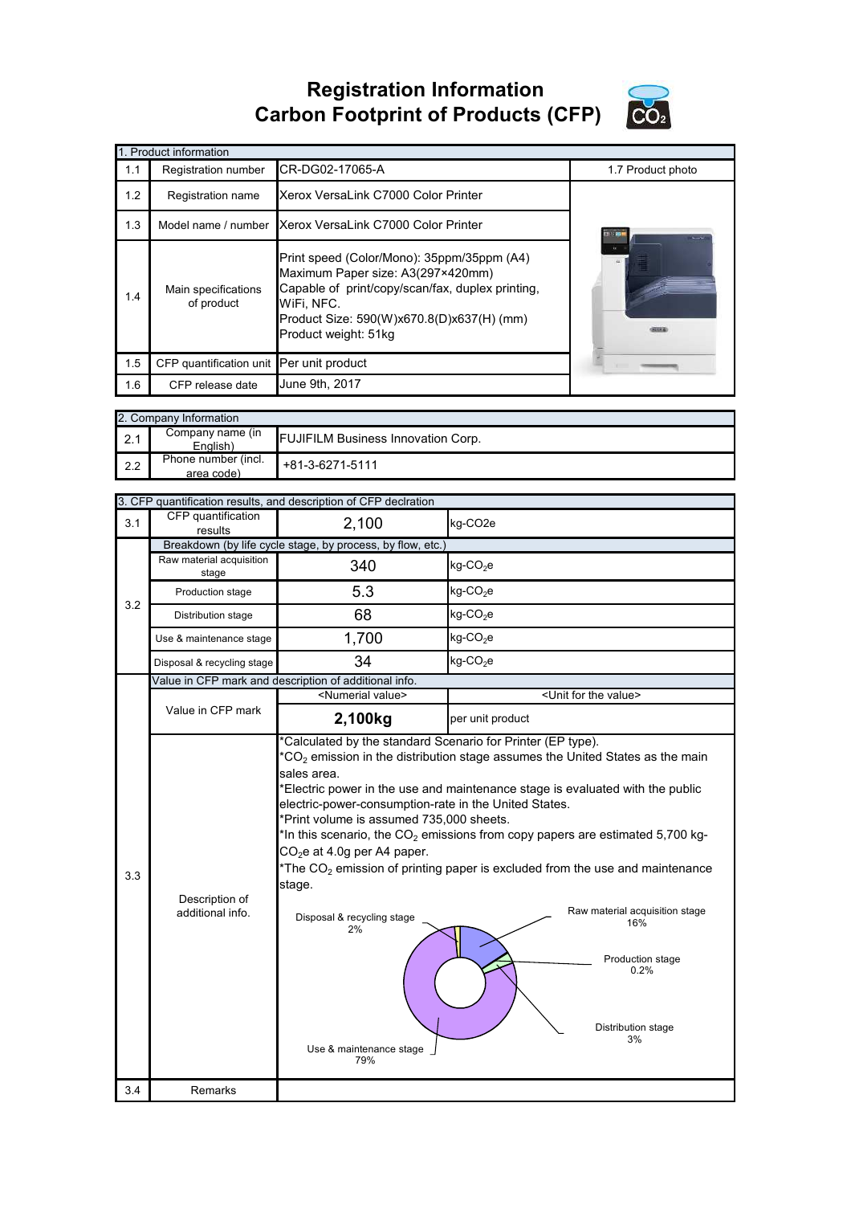# Registration Information
# Carbon Footprint of Products (CFP)

| 1. Product information | | | |
|---|---|---|---|
| 1.1 | Registration number | CR-DG02-17065-A | 1.7 Product photo |
| 1.2 | Registration name | Xerox VersaLink C7000 Color Printer | |
| 1.3 | Model name / number | Xerox VersaLink C7000 Color Printer | |
| 1.4 | Main specifications of product | Print speed (Color/Mono): 35ppm/35ppm (A4)<br>Maximum Paper size: A3(297×420mm)<br>Capable of print/copy/scan/fax, duplex printing, WiFi, NFC.<br>Product Size: 590(W)x670.8(D)x637(H) (mm)<br>Product weight: 51kg | |
| 1.5 | CFP quantification unit | Per unit product | |
| 1.6 | CFP release date | June 9th, 2017 | |

| 2. Company Information | | |
|---|---|---|
| 2.1 | Company name (in English) | FUJIFILM Business Innovation Corp. |
| 2.2 | Phone number (incl. area code) | +81-3-6271-5111 |

| 3. CFP quantification results, and description of CFP declration | | | |
|---|---|---|---|
| 3.1 | CFP quantification results | 2,100 | kg-CO2e |
| 3.2 | Breakdown (by life cycle stage, by process, by flow, etc.) | | |
| | Raw material acquisition stage | 340 | kg-$CO_2$e |
| | Production stage | 5.3 | kg-$CO_2$e |
| | Distribution stage | 68 | kg-$CO_2$e |
| | Use & maintenance stage | 1,700 | kg-$CO_2$e |
| | Disposal & recycling stage | 34 | kg-$CO_2$e |
| 3.3 | Value in CFP mark and description of additional info. | | |
| | Value in CFP mark | <Numerial value> | <Unit for the value> |
| | | **2,100kg** | per unit product |
| | Description of additional info. | *Calculated by the standard Scenario for Printer (EP type).<br>*$CO_2$ emission in the distribution stage assumes the United States as the main sales area.<br>*Electric power in the use and maintenance stage is evaluated with the public electric-power-consumption-rate in the United States.<br>*Print volume is assumed 735,000 sheets.<br>*In this scenario, the $CO_2$ emissions from copy papers are estimated 5,700 kg-$CO_2$e at 4.0g per A4 paper.<br>*The $CO_2$ emission of printing paper is excluded from the use and maintenance stage.<br><br>Raw material acquisition stage 16%<br>Production stage 0.2%<br>Distribution stage 3%<br>Use & maintenance stage 79%<br>Disposal & recycling stage 2% | |
| 3.4 | Remarks | | |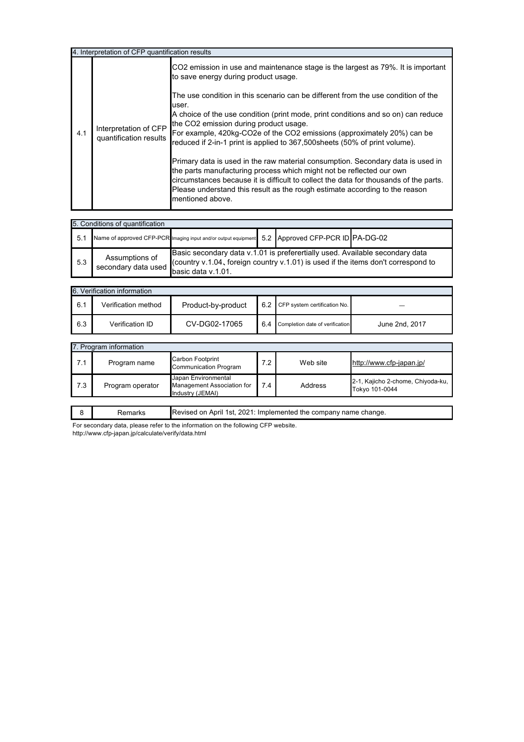| 4. Interpretation of CFP quantification results | | |
|---|---|---|
| 4.1 | Interpretation of CFP quantification results | $CO_2$ emission in use and maintenance stage is the largest as 79%. It is important to save energy during product usage.<br><br>The use condition in this scenario can be different from the use condition of the user.<br>A choice of the use condition (print mode, print conditions and so on) can reduce the $CO_2$ emission during product usage.<br>For example, 420kg-$CO_2$e of the $CO_2$ emissions (approximately 20%) can be reduced if 2-in-1 print is applied to 367,500sheets (50% of print volume).<br><br>Primary data is used in the raw material consumption. Secondary data is used in the parts manufacturing process which might not be reflected our own circumstances because it is difficult to collect the data for thousands of the parts. Please understand this result as the rough estimate according to the reason mentioned above. |

| 5. Conditions of quantification | | | | |
|---|---|---|---|---|
| 5.1 | Name of approved CFP-PCR | Imaging input and/or output equipment | 5.2 Approved CFP-PCR ID | PA-DG-02 |
| 5.3 | Assumptions of secondary data used | Basic secondary data v.1.01 is preferertially used. Available secondary data (country v.1.04、foreign country v.1.01) is used if the items don't correspond to basic data v.1.01. | | |

| 6. Verification information | | | | | |
|---|---|---|---|---|---|
| 6.1 | Verification method | Product-by-product | 6.2 | CFP system certification No. | — |
| 6.3 | Verification ID | CV-DG02-17065 | 6.4 | Completion date of verification | June 2nd, 2017 |

| 7. Program information | | | | | |
|---|---|---|---|---|---|
| 7.1 | Program name | Carbon Footprint Communication Program | 7.2 | Web site | http://www.cfp-japan.jp/ |
| 7.3 | Program operator | Japan Environmental Management Association for Industry (JEMAI) | 7.4 | Address | 2-1, Kajicho 2-chome, Chiyoda-ku, Tokyo 101-0044 |

| | | |
|---|---|---|
| 8 | Remarks | Revised on April 1st, 2021: Implemented the company name change. |

For secondary data, please refer to the information on the following CFP website.
http://www.cfp-japan.jp/calculate/verify/data.html